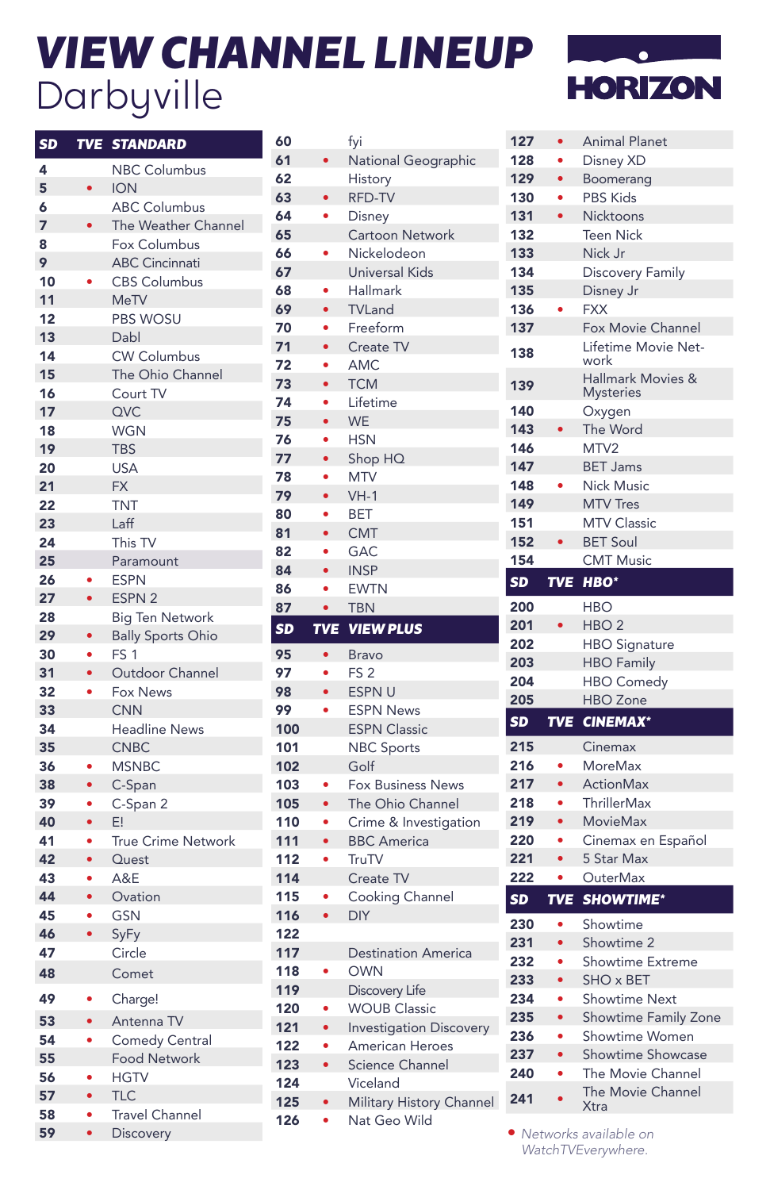# VIEW CHANNEL LINEUP

Darbyville

HORIZON

## STANDARD

| SD | TVE | STANDARD |
|---|---|---|
| 4 | | NBC Columbus |
| 5 | • | ION |
| 6 | | ABC Columbus |
| 7 | • | The Weather Channel |
| 8 | | Fox Columbus |
| 9 | | ABC Cincinnati |
| 10 | • | CBS Columbus |
| 11 | | MeTV |
| 12 | | PBS WOSU |
| 13 | | Dabl |
| 14 | | CW Columbus |
| 15 | | The Ohio Channel |
| 16 | | Court TV |
| 17 | | QVC |
| 18 | | WGN |
| 19 | | TBS |
| 20 | | USA |
| 21 | | FX |
| 22 | | TNT |
| 23 | | Laff |
| 24 | | This TV |
| 25 | | Paramount |
| 26 | • | ESPN |
| 27 | • | ESPN 2 |
| 28 | | Big Ten Network |
| 29 | • | Bally Sports Ohio |
| 30 | • | FS 1 |
| 31 | • | Outdoor Channel |
| 32 | • | Fox News |
| 33 | | CNN |
| 34 | | Headline News |
| 35 | | CNBC |
| 36 | • | MSNBC |
| 38 | • | C-Span |
| 39 | • | C-Span 2 |
| 40 | • | E! |
| 41 | • | True Crime Network |
| 42 | • | Quest |
| 43 | • | A&E |
| 44 | • | Ovation |
| 45 | • | GSN |
| 46 | • | SyFy |
| 47 | | Circle |
| 48 | | Comet |
| 49 | • | Charge! |
| 53 | • | Antenna TV |
| 54 | • | Comedy Central |
| 55 | | Food Network |
| 56 | • | HGTV |
| 57 | • | TLC |
| 58 | • | Travel Channel |
| 59 | • | Discovery |
| 60 | | fyi |
| 61 | • | National Geographic |
| 62 | | History |
| 63 | • | RFD-TV |
| 64 | • | Disney |
| 65 | | Cartoon Network |
| 66 | • | Nickelodeon |
| 67 | | Universal Kids |
| 68 | • | Hallmark |
| 69 | • | TVLand |
| 70 | • | Freeform |
| 71 | • | Create TV |
| 72 | • | AMC |
| 73 | • | TCM |
| 74 | • | Lifetime |
| 75 | • | WE |
| 76 | • | HSN |
| 77 | • | Shop HQ |
| 78 | • | MTV |
| 79 | • | VH-1 |
| 80 | • | BET |
| 81 | • | CMT |
| 82 | • | GAC |
| 84 | • | INSP |
| 86 | • | EWTN |
| 87 | • | TBN |

## VIEW PLUS

| SD | TVE | VIEW PLUS |
|---|---|---|
| 95 | • | Bravo |
| 97 | • | FS 2 |
| 98 | • | ESPN U |
| 99 | • | ESPN News |
| 100 | | ESPN Classic |
| 101 | | NBC Sports |
| 102 | | Golf |
| 103 | • | Fox Business News |
| 105 | • | The Ohio Channel |
| 110 | • | Crime & Investigation |
| 111 | • | BBC America |
| 112 | • | TruTV |
| 114 | | Create TV |
| 115 | • | Cooking Channel |
| 116 | • | DIY |
| 122 | | |
| 117 | | Destination America |
| 118 | • | OWN |
| 119 | | Discovery Life |
| 120 | • | WOUB Classic |
| 121 | • | Investigation Discovery |
| 122 | • | American Heroes |
| 123 | • | Science Channel |
| 124 | | Viceland |
| 125 | • | Military History Channel |
| 126 | • | Nat Geo Wild |
| 127 | • | Animal Planet |
| 128 | • | Disney XD |
| 129 | • | Boomerang |
| 130 | • | PBS Kids |
| 131 | • | Nicktoons |
| 132 | | Teen Nick |
| 133 | | Nick Jr |
| 134 | | Discovery Family |
| 135 | | Disney Jr |
| 136 | • | FXX |
| 137 | | Fox Movie Channel |
| 138 | | Lifetime Movie Network |
| 139 | | Hallmark Movies & Mysteries |
| 140 | | Oxygen |
| 143 | • | The Word |
| 146 | | MTV2 |
| 147 | | BET Jams |
| 148 | • | Nick Music |
| 149 | | MTV Tres |
| 151 | | MTV Classic |
| 152 | • | BET Soul |
| 154 | | CMT Music |

## HBO*

| SD | TVE | HBO* |
|---|---|---|
| 200 | | HBO |
| 201 | • | HBO 2 |
| 202 | | HBO Signature |
| 203 | | HBO Family |
| 204 | | HBO Comedy |
| 205 | | HBO Zone |

## CINEMAX*

| SD | TVE | CINEMAX* |
|---|---|---|
| 215 | | Cinemax |
| 216 | • | MoreMax |
| 217 | • | ActionMax |
| 218 | • | ThrillerMax |
| 219 | • | MovieMax |
| 220 | • | Cinemax en Español |
| 221 | • | 5 Star Max |
| 222 | • | OuterMax |

## SHOWTIME*

| SD | TVE | SHOWTIME* |
|---|---|---|
| 230 | • | Showtime |
| 231 | • | Showtime 2 |
| 232 | • | Showtime Extreme |
| 233 | • | SHO x BET |
| 234 | • | Showtime Next |
| 235 | • | Showtime Family Zone |
| 236 | • | Showtime Women |
| 237 | • | Showtime Showcase |
| 240 | • | The Movie Channel |
| 241 | • | The Movie Channel Xtra |

*• Networks available on WatchTVEverywhere.*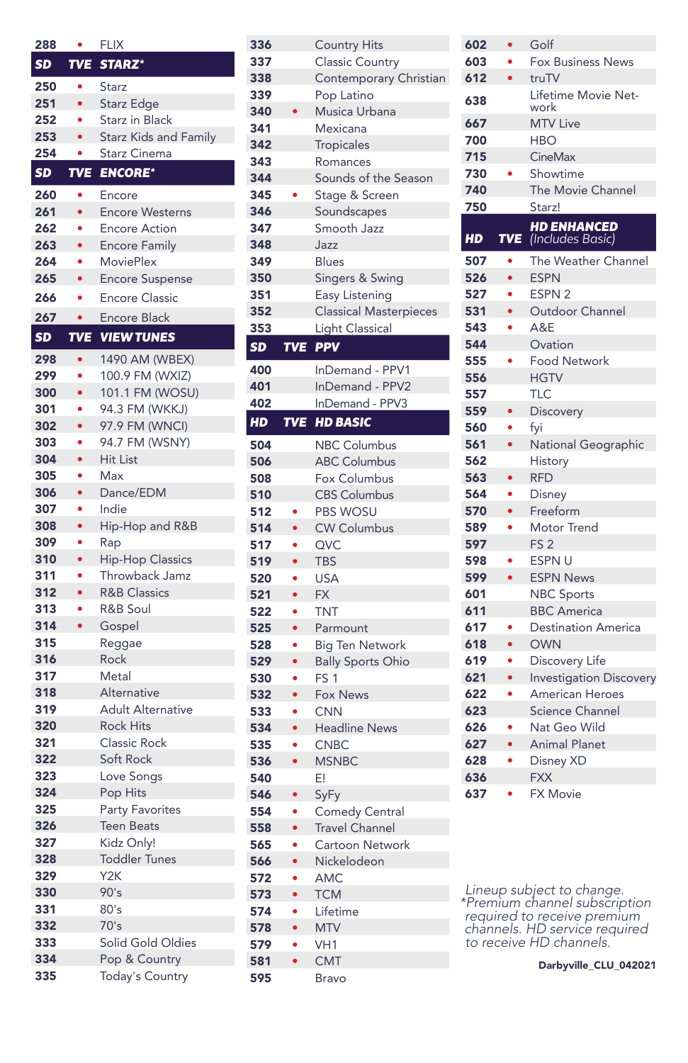| | | |
|---|---|---|
| 288 | • | FLIX |

## SD TVE STARZ*

| | | |
|---|---|---|
| 250 | • | Starz |
| 251 | • | Starz Edge |
| 252 | • | Starz in Black |
| 253 | • | Starz Kids and Family |
| 254 | • | Starz Cinema |

## SD TVE ENCORE*

| | | |
|---|---|---|
| 260 | • | Encore |
| 261 | • | Encore Westerns |
| 262 | • | Encore Action |
| 263 | • | Encore Family |
| 264 | • | MoviePlex |
| 265 | • | Encore Suspense |
| 266 | • | Encore Classic |
| 267 | • | Encore Black |

## SD TVE VIEW TUNES

| | | |
|---|---|---|
| 298 | • | 1490 AM (WBEX) |
| 299 | • | 100.9 FM (WXIZ) |
| 300 | • | 101.1 FM (WOSU) |
| 301 | • | 94.3 FM (WKKJ) |
| 302 | • | 97.9 FM (WNCI) |
| 303 | • | 94.7 FM (WSNY) |
| 304 | • | Hit List |
| 305 | • | Max |
| 306 | • | Dance/EDM |
| 307 | • | Indie |
| 308 | • | Hip-Hop and R&B |
| 309 | • | Rap |
| 310 | • | Hip-Hop Classics |
| 311 | • | Throwback Jamz |
| 312 | • | R&B Classics |
| 313 | • | R&B Soul |
| 314 | • | Gospel |
| 315 | | Reggae |
| 316 | | Rock |
| 317 | | Metal |
| 318 | | Alternative |
| 319 | | Adult Alternative |
| 320 | | Rock Hits |
| 321 | | Classic Rock |
| 322 | | Soft Rock |
| 323 | | Love Songs |
| 324 | | Pop Hits |
| 325 | | Party Favorites |
| 326 | | Teen Beats |
| 327 | | Kidz Only! |
| 328 | | Toddler Tunes |
| 329 | | Y2K |
| 330 | | 90's |
| 331 | | 80's |
| 332 | | 70's |
| 333 | | Solid Gold Oldies |
| 334 | | Pop & Country |
| 335 | | Today's Country |
| 336 | | Country Hits |
| 337 | | Classic Country |
| 338 | | Contemporary Christian |
| 339 | | Pop Latino |
| 340 | • | Musica Urbana |
| 341 | | Mexicana |
| 342 | | Tropicales |
| 343 | | Romances |
| 344 | | Sounds of the Season |
| 345 | • | Stage & Screen |
| 346 | | Soundscapes |
| 347 | | Smooth Jazz |
| 348 | | Jazz |
| 349 | | Blues |
| 350 | | Singers & Swing |
| 351 | | Easy Listening |
| 352 | | Classical Masterpieces |
| 353 | | Light Classical |

## SD TVE PPV

| | | |
|---|---|---|
| 400 | | InDemand - PPV1 |
| 401 | | InDemand - PPV2 |
| 402 | | InDemand - PPV3 |

## HD TVE HD BASIC

| | | |
|---|---|---|
| 504 | | NBC Columbus |
| 506 | | ABC Columbus |
| 508 | | Fox Columbus |
| 510 | | CBS Columbus |
| 512 | • | PBS WOSU |
| 514 | • | CW Columbus |
| 517 | • | QVC |
| 519 | • | TBS |
| 520 | • | USA |
| 521 | • | FX |
| 522 | • | TNT |
| 525 | • | Parmount |
| 528 | • | Big Ten Network |
| 529 | • | Bally Sports Ohio |
| 530 | • | FS 1 |
| 532 | • | Fox News |
| 533 | • | CNN |
| 534 | • | Headline News |
| 535 | • | CNBC |
| 536 | • | MSNBC |
| 540 | | E! |
| 546 | • | SyFy |
| 554 | • | Comedy Central |
| 558 | • | Travel Channel |
| 565 | • | Cartoon Network |
| 566 | • | Nickelodeon |
| 572 | • | AMC |
| 573 | • | TCM |
| 574 | • | Lifetime |
| 578 | • | MTV |
| 579 | • | VH1 |
| 581 | • | CMT |
| 595 | | Bravo |
| 602 | • | Golf |
| 603 | • | Fox Business News |
| 612 | • | truTV |
| 638 | | Lifetime Movie Network |
| 667 | | MTV Live |
| 700 | | HBO |
| 715 | | CineMax |
| 730 | • | Showtime |
| 740 | | The Movie Channel |
| 750 | | Starz! |

## HD TVE HD ENHANCED *(Includes Basic)*

| | | |
|---|---|---|
| 507 | • | The Weather Channel |
| 526 | • | ESPN |
| 527 | • | ESPN 2 |
| 531 | • | Outdoor Channel |
| 543 | • | A&E |
| 544 | | Ovation |
| 555 | • | Food Network |
| 556 | | HGTV |
| 557 | | TLC |
| 559 | • | Discovery |
| 560 | • | fyi |
| 561 | • | National Geographic |
| 562 | | History |
| 563 | • | RFD |
| 564 | • | Disney |
| 570 | • | Freeform |
| 589 | • | Motor Trend |
| 597 | | FS 2 |
| 598 | • | ESPN U |
| 599 | • | ESPN News |
| 601 | | NBC Sports |
| 611 | | BBC America |
| 617 | • | Destination America |
| 618 | • | OWN |
| 619 | • | Discovery Life |
| 621 | • | Investigation Discovery |
| 622 | • | American Heroes |
| 623 | | Science Channel |
| 626 | • | Nat Geo Wild |
| 627 | • | Animal Planet |
| 628 | • | Disney XD |
| 636 | | FXX |
| 637 | • | FX Movie |

*Lineup subject to change.*
**Premium channel subscription required to receive premium channels. HD service required to receive HD channels.*

**Darbyville_CLU_042021**